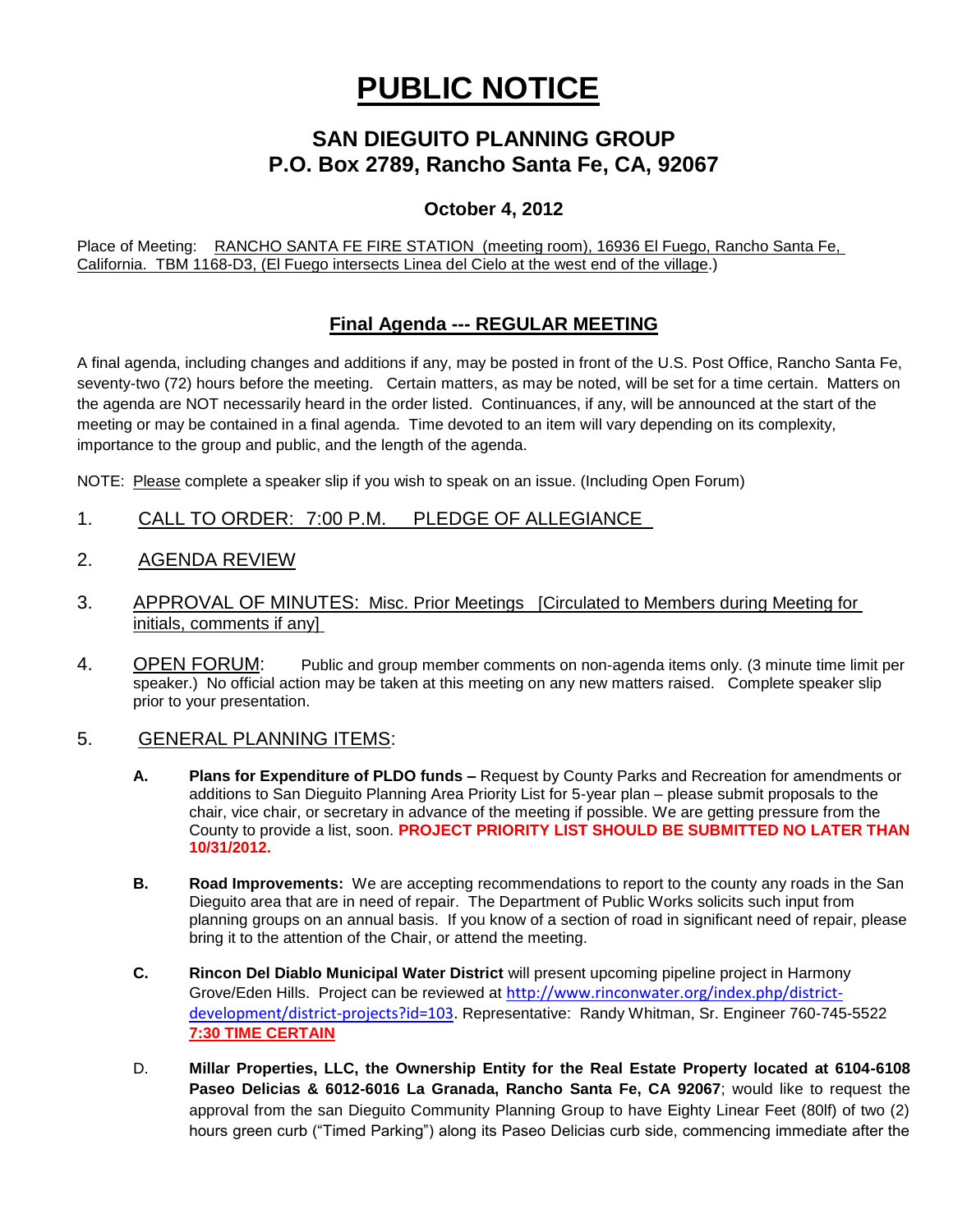# PUBLIC NOTICE

## SAN DIEGUITO PLANNING GROUP
## P.O. Box 2789, Rancho Santa Fe, CA, 92067

### October 4, 2012

Place of Meeting: RANCHO SANTA FE FIRE STATION (meeting room), 16936 El Fuego, Rancho Santa Fe, California. TBM 1168-D3, (El Fuego intersects Linea del Cielo at the west end of the village.)

## Final Agenda --- REGULAR MEETING

A final agenda, including changes and additions if any, may be posted in front of the U.S. Post Office, Rancho Santa Fe, seventy-two (72) hours before the meeting. Certain matters, as may be noted, will be set for a time certain. Matters on the agenda are NOT necessarily heard in the order listed. Continuances, if any, will be announced at the start of the meeting or may be contained in a final agenda. Time devoted to an item will vary depending on its complexity, importance to the group and public, and the length of the agenda.

NOTE: Please complete a speaker slip if you wish to speak on an issue. (Including Open Forum)

1. CALL TO ORDER: 7:00 P.M. PLEDGE OF ALLEGIANCE

2. AGENDA REVIEW

3. APPROVAL OF MINUTES: Misc. Prior Meetings [Circulated to Members during Meeting for initials, comments if any]

4. OPEN FORUM: Public and group member comments on non-agenda items only. (3 minute time limit per speaker.) No official action may be taken at this meeting on any new matters raised. Complete speaker slip prior to your presentation.

5. GENERAL PLANNING ITEMS:

   **A.** **Plans for Expenditure of PLDO funds –** Request by County Parks and Recreation for amendments or additions to San Dieguito Planning Area Priority List for 5-year plan – please submit proposals to the chair, vice chair, or secretary in advance of the meeting if possible. We are getting pressure from the County to provide a list, soon. **PROJECT PRIORITY LIST SHOULD BE SUBMITTED NO LATER THAN 10/31/2012.**

   **B.** **Road Improvements:** We are accepting recommendations to report to the county any roads in the San Dieguito area that are in need of repair. The Department of Public Works solicits such input from planning groups on an annual basis. If you know of a section of road in significant need of repair, please bring it to the attention of the Chair, or attend the meeting.

   **C.** **Rincon Del Diablo Municipal Water District** will present upcoming pipeline project in Harmony Grove/Eden Hills. Project can be reviewed at http://www.rinconwater.org/index.php/district-development/district-projects?id=103. Representative: Randy Whitman, Sr. Engineer 760-745-5522 **7:30 TIME CERTAIN**

   D. **Millar Properties, LLC, the Ownership Entity for the Real Estate Property located at 6104-6108 Paseo Delicias & 6012-6016 La Granada, Rancho Santa Fe, CA 92067**; would like to request the approval from the san Dieguito Community Planning Group to have Eighty Linear Feet (80lf) of two (2) hours green curb ("Timed Parking") along its Paseo Delicias curb side, commencing immediate after the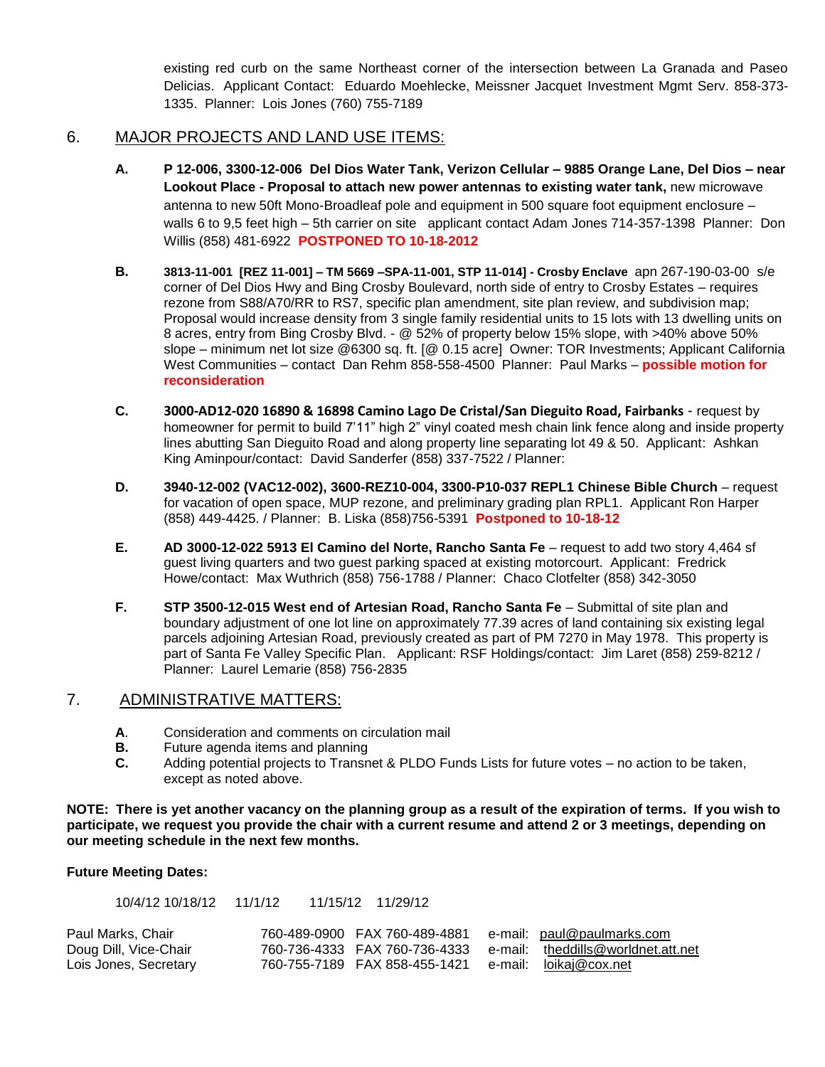existing red curb on the same Northeast corner of the intersection between La Granada and Paseo Delicias. Applicant Contact: Eduardo Moehlecke, Meissner Jacquet Investment Mgmt Serv. 858-373-1335. Planner: Lois Jones (760) 755-7189

## 6. MAJOR PROJECTS AND LAND USE ITEMS:

**A.** **P 12-006, 3300-12-006 Del Dios Water Tank, Verizon Cellular – 9885 Orange Lane, Del Dios – near Lookout Place - Proposal to attach new power antennas to existing water tank,** new microwave antenna to new 50ft Mono-Broadleaf pole and equipment in 500 square foot equipment enclosure – walls 6 to 9,5 feet high – 5th carrier on site applicant contact Adam Jones 714-357-1398 Planner: Don Willis (858) 481-6922 **POSTPONED TO 10-18-2012**

**B.** **3813-11-001 [REZ 11-001] – TM 5669 –SPA-11-001, STP 11-014] - Crosby Enclave** apn 267-190-03-00 s/e corner of Del Dios Hwy and Bing Crosby Boulevard, north side of entry to Crosby Estates – requires rezone from S88/A70/RR to RS7, specific plan amendment, site plan review, and subdivision map; Proposal would increase density from 3 single family residential units to 15 lots with 13 dwelling units on 8 acres, entry from Bing Crosby Blvd. - @ 52% of property below 15% slope, with >40% above 50% slope – minimum net lot size @6300 sq. ft. [@ 0.15 acre] Owner: TOR Investments; Applicant California West Communities – contact Dan Rehm 858-558-4500 Planner: Paul Marks – **possible motion for reconsideration**

**C.** **3000-AD12-020 16890 & 16898 Camino Lago De Cristal/San Dieguito Road, Fairbanks** - request by homeowner for permit to build 7'11" high 2" vinyl coated mesh chain link fence along and inside property lines abutting San Dieguito Road and along property line separating lot 49 & 50. Applicant: Ashkan King Aminpour/contact: David Sanderfer (858) 337-7522 / Planner:

**D.** **3940-12-002 (VAC12-002), 3600-REZ10-004, 3300-P10-037 REPL1 Chinese Bible Church** – request for vacation of open space, MUP rezone, and preliminary grading plan RPL1. Applicant Ron Harper (858) 449-4425. / Planner: B. Liska (858)756-5391 **Postponed to 10-18-12**

**E.** **AD 3000-12-022 5913 El Camino del Norte, Rancho Santa Fe** – request to add two story 4,464 sf guest living quarters and two guest parking spaced at existing motorcourt. Applicant: Fredrick Howe/contact: Max Wuthrich (858) 756-1788 / Planner: Chaco Clotfelter (858) 342-3050

**F.** **STP 3500-12-015 West end of Artesian Road, Rancho Santa Fe** – Submittal of site plan and boundary adjustment of one lot line on approximately 77.39 acres of land containing six existing legal parcels adjoining Artesian Road, previously created as part of PM 7270 in May 1978. This property is part of Santa Fe Valley Specific Plan. Applicant: RSF Holdings/contact: Jim Laret (858) 259-8212 / Planner: Laurel Lemarie (858) 756-2835

## 7. ADMINISTRATIVE MATTERS:

**A**. Consideration and comments on circulation mail
**B.** Future agenda items and planning
**C.** Adding potential projects to Transnet & PLDO Funds Lists for future votes – no action to be taken, except as noted above.

**NOTE: There is yet another vacancy on the planning group as a result of the expiration of terms. If you wish to participate, we request you provide the chair with a current resume and attend 2 or 3 meetings, depending on our meeting schedule in the next few months.**

**Future Meeting Dates:**

10/4/12 10/18/12 11/1/12 11/15/12 11/29/12

| | | | |
|---|---|---|---|
| Paul Marks, Chair | 760-489-0900 | FAX 760-489-4881 | e-mail: paul@paulmarks.com |
| Doug Dill, Vice-Chair | 760-736-4333 | FAX 760-736-4333 | e-mail: theddills@worldnet.att.net |
| Lois Jones, Secretary | 760-755-7189 | FAX 858-455-1421 | e-mail: loikaj@cox.net |